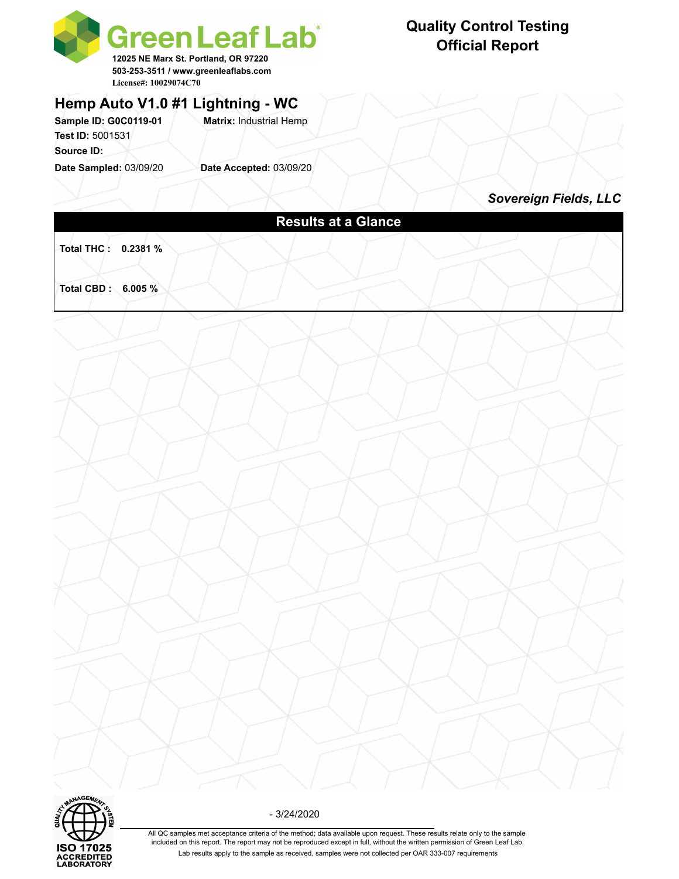**Green Leaf Lab**
12025 NE Marx St. Portland, OR 97220
503-253-3511 / www.greenleaflabs.com
License#: 10029074C70

# Quality Control Testing Official Report

## Hemp Auto V1.0 #1 Lightning - WC

**Sample ID: G0C0119-01** **Matrix:** Industrial Hemp
**Test ID:** 5001531
**Source ID:**
**Date Sampled:** 03/09/20 **Date Accepted:** 03/09/20

***Sovereign Fields, LLC***

## Results at a Glance

**Total THC : 0.2381 %**

**Total CBD : 6.005 %**

- 3/24/2020

ISO 17025 ACCREDITED LABORATORY

All QC samples met acceptance criteria of the method; data available upon request. These results relate only to the sample included on this report. The report may not be reproduced except in full, without the written permission of Green Leaf Lab.

Lab results apply to the sample as received, samples were not collected per OAR 333-007 requirements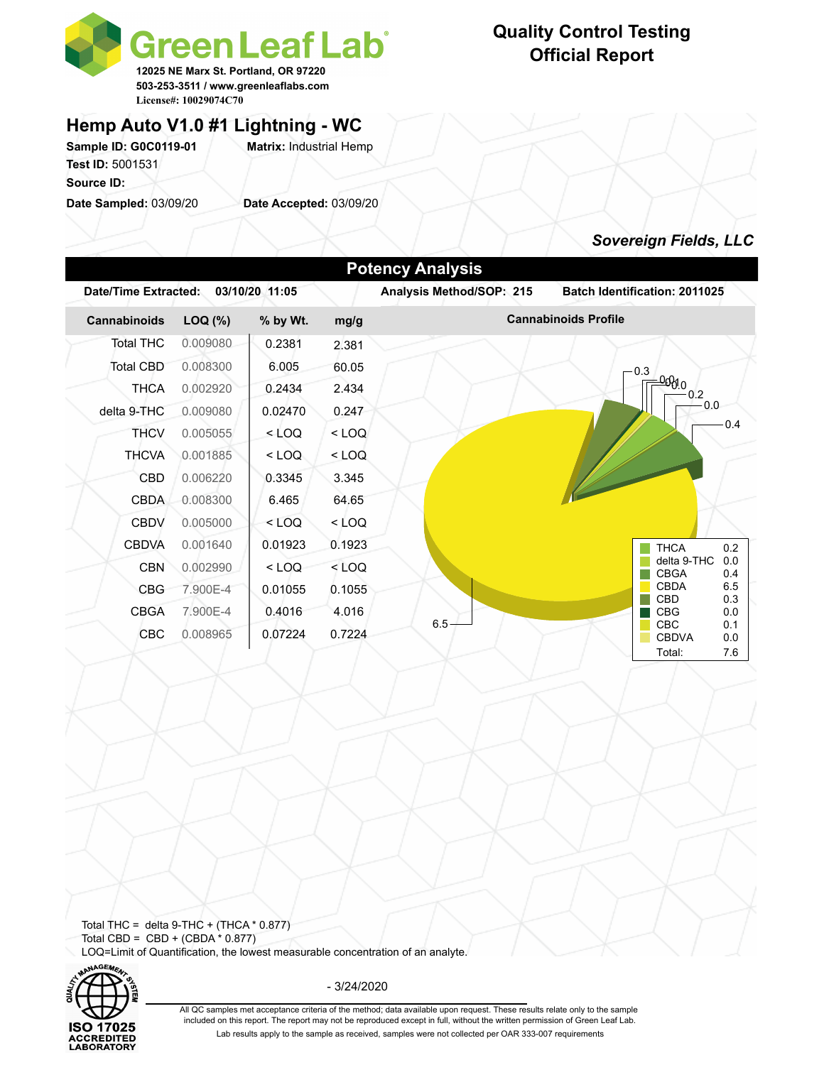# Green Leaf Lab

12025 NE Marx St. Portland, OR 97220
503-253-3511 / www.greenleaflabs.com
License#: 10029074C70

**Quality Control Testing**
**Official Report**

## Hemp Auto V1.0 #1 Lightning - WC

**Sample ID:** G0C0119-01 **Matrix:** Industrial Hemp
**Test ID:** 5001531
**Source ID:**
**Date Sampled:** 03/09/20 **Date Accepted:** 03/09/20

***Sovereign Fields, LLC***

## Potency Analysis

**Date/Time Extracted:** 03/10/20 11:05 **Analysis Method/SOP:** 215 **Batch Identification:** 2011025

| Cannabinoids | LOQ (%) | % by Wt. | mg/g |
|---|---|---|---|
| Total THC | 0.009080 | 0.2381 | 2.381 |
| Total CBD | 0.008300 | 6.005 | 60.05 |
| THCA | 0.002920 | 0.2434 | 2.434 |
| delta 9-THC | 0.009080 | 0.02470 | 0.247 |
| THCV | 0.005055 | < LOQ | < LOQ |
| THCVA | 0.001885 | < LOQ | < LOQ |
| CBD | 0.006220 | 0.3345 | 3.345 |
| CBDA | 0.008300 | 6.465 | 64.65 |
| CBDV | 0.005000 | < LOQ | < LOQ |
| CBDVA | 0.001640 | 0.01923 | 0.1923 |
| CBN | 0.002990 | < LOQ | < LOQ |
| CBG | 7.900E-4 | 0.01055 | 0.1055 |
| CBGA | 7.900E-4 | 0.4016 | 4.016 |
| CBC | 0.008965 | 0.07224 | 0.7224 |

**Cannabinoids Profile**

| Cannabinoid | % |
|---|---|
| THCA | 0.2 |
| delta 9-THC | 0.0 |
| CBGA | 0.4 |
| CBDA | 6.5 |
| CBD | 0.3 |
| CBG | 0.0 |
| CBC | 0.1 |
| CBDVA | 0.0 |
| Total: | 7.6 |

Total THC = delta 9-THC + (THCA * 0.877)
Total CBD = CBD + (CBDA * 0.877)
LOQ=Limit of Quantification, the lowest measurable concentration of an analyte.

ISO 17025 ACCREDITED LABORATORY

- 3/24/2020

All QC samples met acceptance criteria of the method; data available upon request. These results relate only to the sample included on this report. The report may not be reproduced except in full, without the written permission of Green Leaf Lab.
Lab results apply to the sample as received, samples were not collected per OAR 333-007 requirements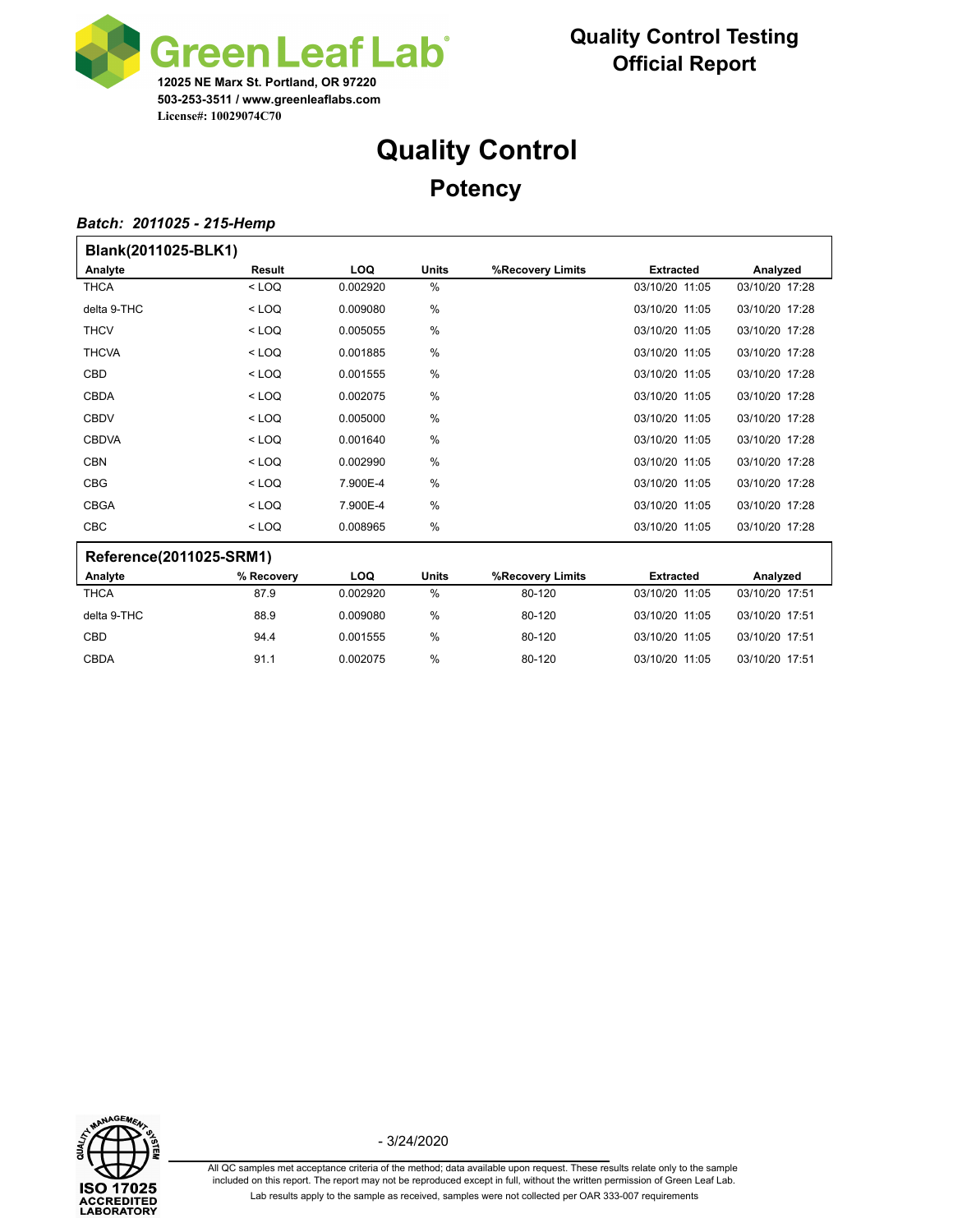Green Leaf Lab

12025 NE Marx St. Portland, OR 97220
503-253-3511 / www.greenleaflabs.com
License#: 10029074C70

**Quality Control Testing**
**Official Report**

# Quality Control

## Potency

***Batch: 2011025 - 215-Hemp***

**Blank(2011025-BLK1)**

| Analyte | Result | LOQ | Units | %Recovery Limits | Extracted | Analyzed |
|---|---|---|---|---|---|---|
| THCA | < LOQ | 0.002920 | % | | 03/10/20 11:05 | 03/10/20 17:28 |
| delta 9-THC | < LOQ | 0.009080 | % | | 03/10/20 11:05 | 03/10/20 17:28 |
| THCV | < LOQ | 0.005055 | % | | 03/10/20 11:05 | 03/10/20 17:28 |
| THCVA | < LOQ | 0.001885 | % | | 03/10/20 11:05 | 03/10/20 17:28 |
| CBD | < LOQ | 0.001555 | % | | 03/10/20 11:05 | 03/10/20 17:28 |
| CBDA | < LOQ | 0.002075 | % | | 03/10/20 11:05 | 03/10/20 17:28 |
| CBDV | < LOQ | 0.005000 | % | | 03/10/20 11:05 | 03/10/20 17:28 |
| CBDVA | < LOQ | 0.001640 | % | | 03/10/20 11:05 | 03/10/20 17:28 |
| CBN | < LOQ | 0.002990 | % | | 03/10/20 11:05 | 03/10/20 17:28 |
| CBG | < LOQ | 7.900E-4 | % | | 03/10/20 11:05 | 03/10/20 17:28 |
| CBGA | < LOQ | 7.900E-4 | % | | 03/10/20 11:05 | 03/10/20 17:28 |
| CBC | < LOQ | 0.008965 | % | | 03/10/20 11:05 | 03/10/20 17:28 |

**Reference(2011025-SRM1)**

| Analyte | % Recovery | LOQ | Units | %Recovery Limits | Extracted | Analyzed |
|---|---|---|---|---|---|---|
| THCA | 87.9 | 0.002920 | % | 80-120 | 03/10/20 11:05 | 03/10/20 17:51 |
| delta 9-THC | 88.9 | 0.009080 | % | 80-120 | 03/10/20 11:05 | 03/10/20 17:51 |
| CBD | 94.4 | 0.001555 | % | 80-120 | 03/10/20 11:05 | 03/10/20 17:51 |
| CBDA | 91.1 | 0.002075 | % | 80-120 | 03/10/20 11:05 | 03/10/20 17:51 |

ISO 17025 ACCREDITED LABORATORY

- 3/24/2020

All QC samples met acceptance criteria of the method; data available upon request. These results relate only to the sample included on this report. The report may not be reproduced except in full, without the written permission of Green Leaf Lab.

Lab results apply to the sample as received, samples were not collected per OAR 333-007 requirements